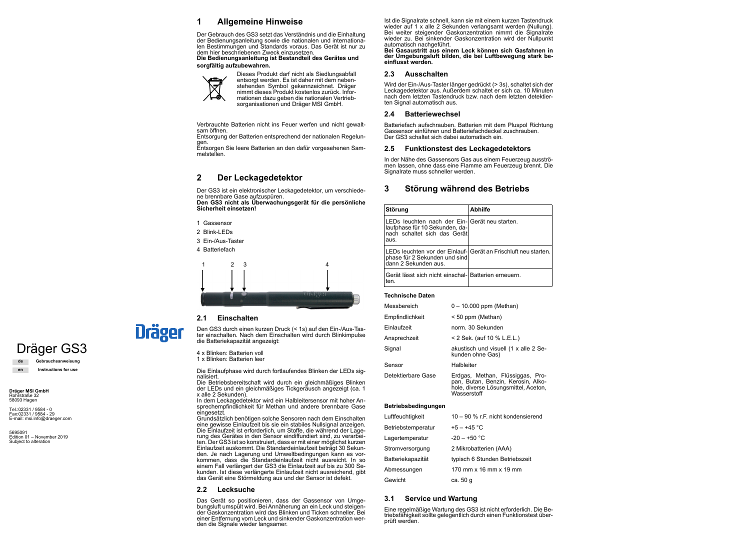# Dräger GS3

| de | Gebrauchsanweisung |
|---|---|
| en | Instructions for use |

**Dräger MSI GmbH**
Rohrstraße 32
58093 Hagen

Tel.:02331 / 9584 - 0
Fax:02331 / 9584 - 29
E-mail: msi.info@draeger.com

5695091
Edition 01 – November 2019
Subject to alteration

Dräger

## 1 Allgemeine Hinweise

Der Gebrauch des GS3 setzt das Verständnis und die Einhaltung der Bedienungsanleitung sowie die nationalen und internationalen Bestimmungen und Standards voraus. Das Gerät ist nur zu dem hier beschriebenen Zweck einzusetzen.
**Die Bedienungsanleitung ist Bestandteil des Gerätes und sorgfältig aufzubewahren.**

Dieses Produkt darf nicht als Siedlungsabfall entsorgt werden. Es ist daher mit dem nebenstehenden Symbol gekennzeichnet. Dräger nimmt dieses Produkt kostenlos zurück. Informationen dazu geben die nationalen Vertriebsorganisationen und Dräger MSI GmbH.

Verbrauchte Batterien nicht ins Feuer werfen und nicht gewaltsam öffnen.
Entsorgung der Batterien entsprechend der nationalen Regelungen.
Entsorgen Sie leere Batterien an den dafür vorgesehenen Sammelstellen.

## 2 Der Leckagedetektor

Der GS3 ist ein elektronischer Leckagedetektor, um verschiedene brennbare Gase aufzuspüren.
**Den GS3 nicht als Überwachungsgerät für die persönliche Sicherheit einsetzen!**

1 Gassensor
2 Blink-LEDs
3 Ein-/Aus-Taster
4 Batteriefach

### 2.1 Einschalten

Den GS3 durch einen kurzen Druck (< 1s) auf den Ein-/Aus-Taster einschalten. Nach dem Einschalten wird durch Blinkimpulse die Batteriekapazität angezeigt:

4 x Blinken: Batterien voll
1 x Blinken: Batterien leer

Die Einlaufphase wird durch fortlaufendes Blinken der LEDs signalisiert.
Die Betriebsbereitschaft wird durch ein gleichmäßiges Blinken der LEDs und ein gleichmäßiges Tickgeräusch angezeigt (ca. 1 x alle 2 Sekunden).
In dem Leckagedetektor wird ein Halbleitersensor mit hoher Ansprechempfindlichkeit für Methan und andere brennbare Gase eingesetzt.
Grundsätzlich benötigen solche Sensoren nach dem Einschalten eine gewisse Einlaufzeit bis sie ein stabiles Nullsignal anzeigen. Die Einlaufzeit ist erforderlich, um Stoffe, die während der Lagerung des Gerätes in den Sensor eindiffundiert sind, zu verarbeiten. Der GS3 ist so konstruiert, dass er mit einer möglichst kurzen Einlaufzeit auskommt. Die Standardeinlaufzeit beträgt 30 Sekunden. Je nach Lagerung und Umweltbedingungen kann es vorkommen, dass die Standardeinlaufzeit nicht ausreicht. In so einem Fall verlängert der GS3 die Einlaufzeit auf bis zu 300 Sekunden. Ist diese verlängerte Einlaufzeit nicht ausreichend, gibt das Gerät eine Störmeldung aus und der Sensor ist defekt.

### 2.2 Lecksuche

Das Gerät so positionieren, dass der Gassensor von Umgebungsluft umspült wird. Bei Annäherung an ein Leck und steigender Gaskonzentration wird das Blinken und Ticken schneller. Bei einer Entfernung vom Leck und sinkender Gaskonzentration werden die Signale wieder langsamer.

Ist die Signalrate schnell, kann sie mit einem kurzen Tastendruck wieder auf 1 x alle 2 Sekunden verlangsamt werden (Nullung). Bei weiter steigender Gaskonzentration nimmt die Signalrate wieder zu. Bei sinkender Gaskonzentration wird der Nullpunkt automatisch nachgeführt.
**Bei Gasaustritt aus einem Leck können sich Gasfahnen in der Umgebungsluft bilden, die bei Luftbewegung stark beeinflusst werden.**

### 2.3 Ausschalten

Wird der Ein-/Aus-Taster länger gedrückt (> 3s), schaltet sich der Leckagedetektor aus. Außerdem schaltet er sich ca. 10 Minuten nach dem letzten Tastendruck bzw. nach dem letzten detektierten Signal automatisch aus.

### 2.4 Batteriewechsel

Batteriefach aufschrauben. Batterien mit dem Pluspol Richtung Gassensor einführen und Batteriefachdeckel zuschrauben.
Der GS3 schaltet sich dabei automatisch ein.

### 2.5 Funktionstest des Leckagedetektors

In der Nähe des Gassensors Gas aus einem Feuerzeug ausströmen lassen, ohne dass eine Flamme am Feuerzeug brennt. Die Signalrate muss schneller werden.

## 3 Störung während des Betriebs

| Störung | Abhilfe |
|---|---|
| LEDs leuchten nach der Einlaufphase für 10 Sekunden, danach schaltet sich das Gerät aus. | Gerät neu starten. |
| LEDs leuchten vor der Einlaufphase für 2 Sekunden und sind dann 2 Sekunden aus. | Gerät an Frischluft neu starten. |
| Gerät lässt sich nicht einschalten. | Batterien erneuern. |

**Technische Daten**

| | |
|---|---|
| Messbereich | 0 – 10.000 ppm (Methan) |
| Empfindlichkeit | < 50 ppm (Methan) |
| Einlaufzeit | norm. 30 Sekunden |
| Ansprechzeit | < 2 Sek. (auf 10 % L.E.L.) |
| Signal | akustisch und visuell (1 x alle 2 Sekunden ohne Gas) |
| Sensor | Halbleiter |
| Detektierbare Gase | Erdgas, Methan, Flüssiggas, Propan, Butan, Benzin, Kerosin, Alkohole, diverse Lösungsmittel, Aceton, Wasserstoff |

**Betriebsbedingungen**

| | |
|---|---|
| Luftfeuchtigkeit | 10 – 90 % r.F. nicht kondensierend |
| Betriebstemperatur | +5 – +45 °C |
| Lagertemperatur | -20 – +50 °C |
| Stromversorgung | 2 Mikrobatterien (AAA) |
| Batteriekapazität | typisch 6 Stunden Betriebszeit |
| Abmessungen | 170 mm x 16 mm x 19 mm |
| Gewicht | ca. 50 g |

### 3.1 Service und Wartung

Eine regelmäßige Wartung des GS3 ist nicht erforderlich. Die Betriebsfähigkeit sollte gelegentlich durch einen Funktionstest überprüft werden.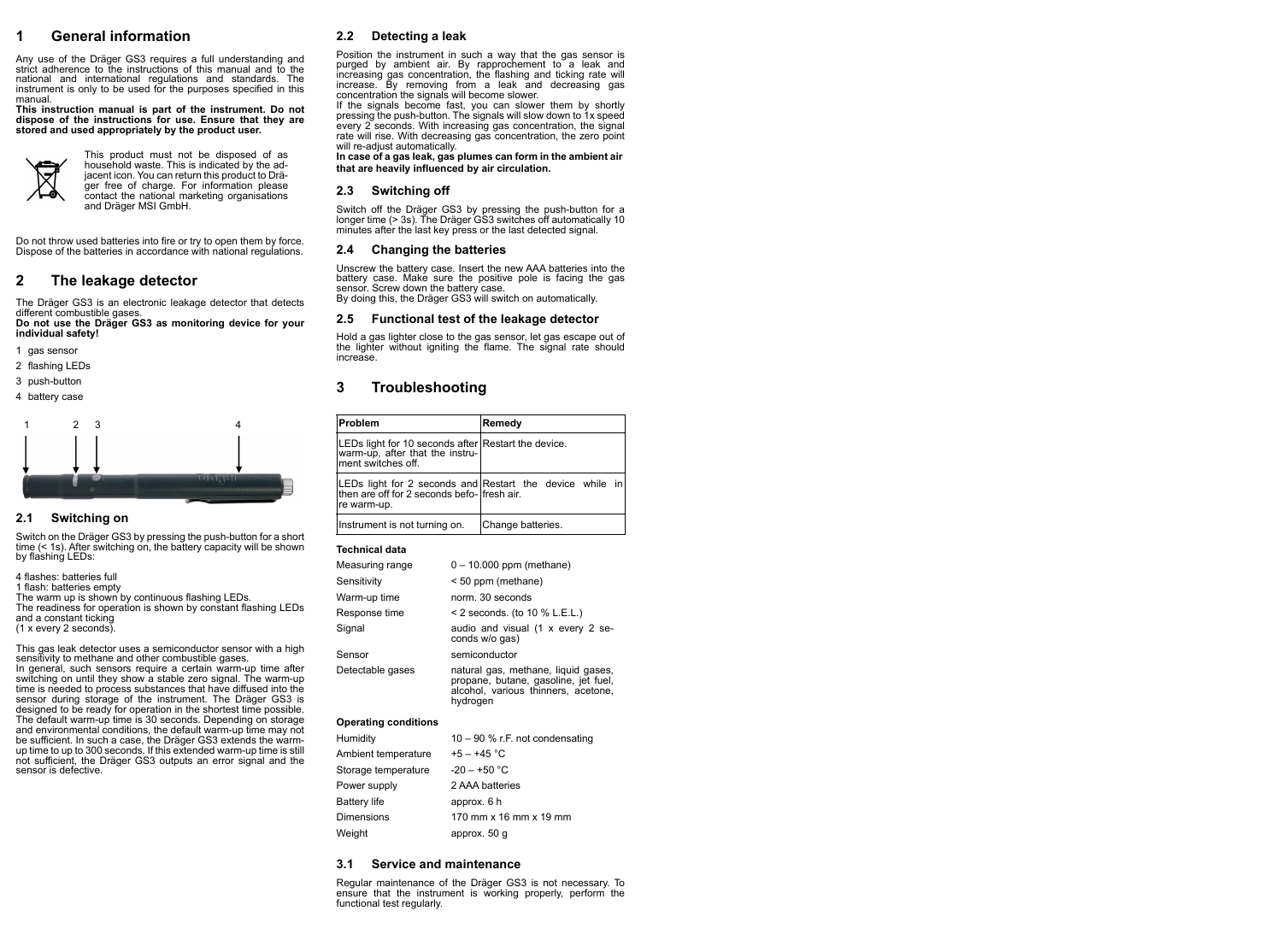# 1 General information

Any use of the Dräger GS3 requires a full understanding and strict adherence to the instructions of this manual and to the national and international regulations and standards. The instrument is only to be used for the purposes specified in this manual.

**This instruction manual is part of the instrument. Do not dispose of the instructions for use. Ensure that they are stored and used appropriately by the product user.**

This product must not be disposed of as household waste. This is indicated by the adjacent icon. You can return this product to Dräger free of charge. For information please contact the national marketing organisations and Dräger MSI GmbH.

Do not throw used batteries into fire or try to open them by force. Dispose of the batteries in accordance with national regulations.

# 2 The leakage detector

The Dräger GS3 is an electronic leakage detector that detects different combustible gases.

**Do not use the Dräger GS3 as monitoring device for your individual safety!**

1 gas sensor

2 flashing LEDs

3 push-button

4 battery case

1 2 3 4

## 2.1 Switching on

Switch on the Dräger GS3 by pressing the push-button for a short time (< 1s). After switching on, the battery capacity will be shown by flashing LEDs:

4 flashes: batteries full
1 flash: batteries empty
The warm up is shown by continuous flashing LEDs.
The readiness for operation is shown by constant flashing LEDs and a constant ticking
(1 x every 2 seconds).

This gas leak detector uses a semiconductor sensor with a high sensitivity to methane and other combustible gases.
In general, such sensors require a certain warm-up time after switching on until they show a stable zero signal. The warm-up time is needed to process substances that have diffused into the sensor during storage of the instrument. The Dräger GS3 is designed to be ready for operation in the shortest time possible. The default warm-up time is 30 seconds. Depending on storage and environmental conditions, the default warm-up time may not be sufficient. In such a case, the Dräger GS3 extends the warm-up time to up to 300 seconds. If this extended warm-up time is still not sufficient, the Dräger GS3 outputs an error signal and the sensor is defective.

## 2.2 Detecting a leak

Position the instrument in such a way that the gas sensor is purged by ambient air. By rapprochement to a leak and increasing gas concentration, the flashing and ticking rate will increase. By removing from a leak and decreasing gas concentration the signals will become slower.
If the signals become fast, you can slower them by shortly pressing the push-button. The signals will slow down to 1x speed every 2 seconds. With increasing gas concentration, the signal rate will rise. With decreasing gas concentration, the zero point will re-adjust automatically.
**In case of a gas leak, gas plumes can form in the ambient air that are heavily influenced by air circulation.**

## 2.3 Switching off

Switch off the Dräger GS3 by pressing the push-button for a longer time (> 3s). The Dräger GS3 switches off automatically 10 minutes after the last key press or the last detected signal.

## 2.4 Changing the batteries

Unscrew the battery case. Insert the new AAA batteries into the battery case. Make sure the positive pole is facing the gas sensor. Screw down the battery case.
By doing this, the Dräger GS3 will switch on automatically.

## 2.5 Functional test of the leakage detector

Hold a gas lighter close to the gas sensor, let gas escape out of the lighter without igniting the flame. The signal rate should increase.

# 3 Troubleshooting

| Problem | Remedy |
|---|---|
| LEDs light for 10 seconds after warm-up, after that the instrument switches off. | Restart the device. |
| LEDs light for 2 seconds and then are off for 2 seconds before warm-up. | Restart the device while in fresh air. |
| Instrument is not turning on. | Change batteries. |

**Technical data**

| | |
|---|---|
| Measuring range | 0 – 10.000 ppm (methane) |
| Sensitivity | < 50 ppm (methane) |
| Warm-up time | norm. 30 seconds |
| Response time | < 2 seconds. (to 10 % L.E.L.) |
| Signal | audio and visual (1 x every 2 seconds w/o gas) |
| Sensor | semiconductor |
| Detectable gases | natural gas, methane, liquid gases, propane, butane, gasoline, jet fuel, alcohol, various thinners, acetone, hydrogen |

**Operating conditions**

| | |
|---|---|
| Humidity | 10 – 90 % r.F. not condensating |
| Ambient temperature | +5 – +45 °C |
| Storage temperature | -20 – +50 °C |
| Power supply | 2 AAA batteries |
| Battery life | approx. 6 h |
| Dimensions | 170 mm x 16 mm x 19 mm |
| Weight | approx. 50 g |

## 3.1 Service and maintenance

Regular maintenance of the Dräger GS3 is not necessary. To ensure that the instrument is working properly, perform the functional test regularly.